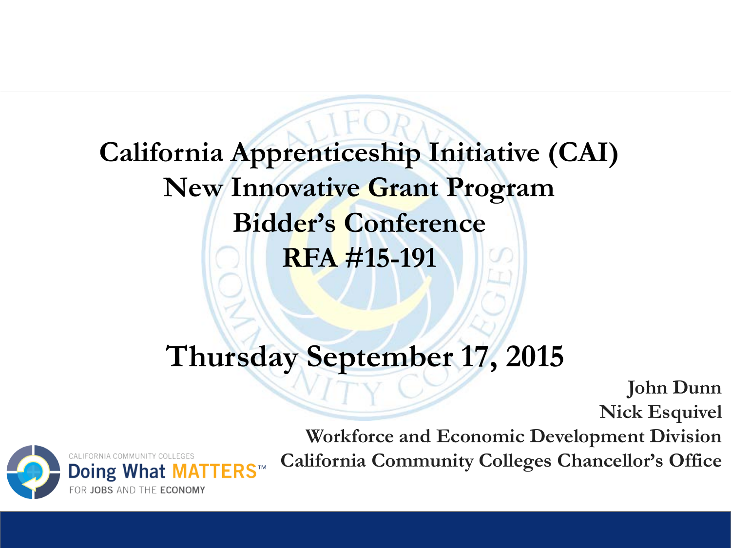# California Apprenticeship Initiative (CAI)
# New Innovative Grant Program
# Bidder's Conference
# RFA #15-191

## Thursday September 17, 2015

**John Dunn**
**Nick Esquivel**
**Workforce and Economic Development Division**
**California Community Colleges Chancellor's Office**

CALIFORNIA COMMUNITY COLLEGES
Doing What MATTERS™
FOR JOBS AND THE ECONOMY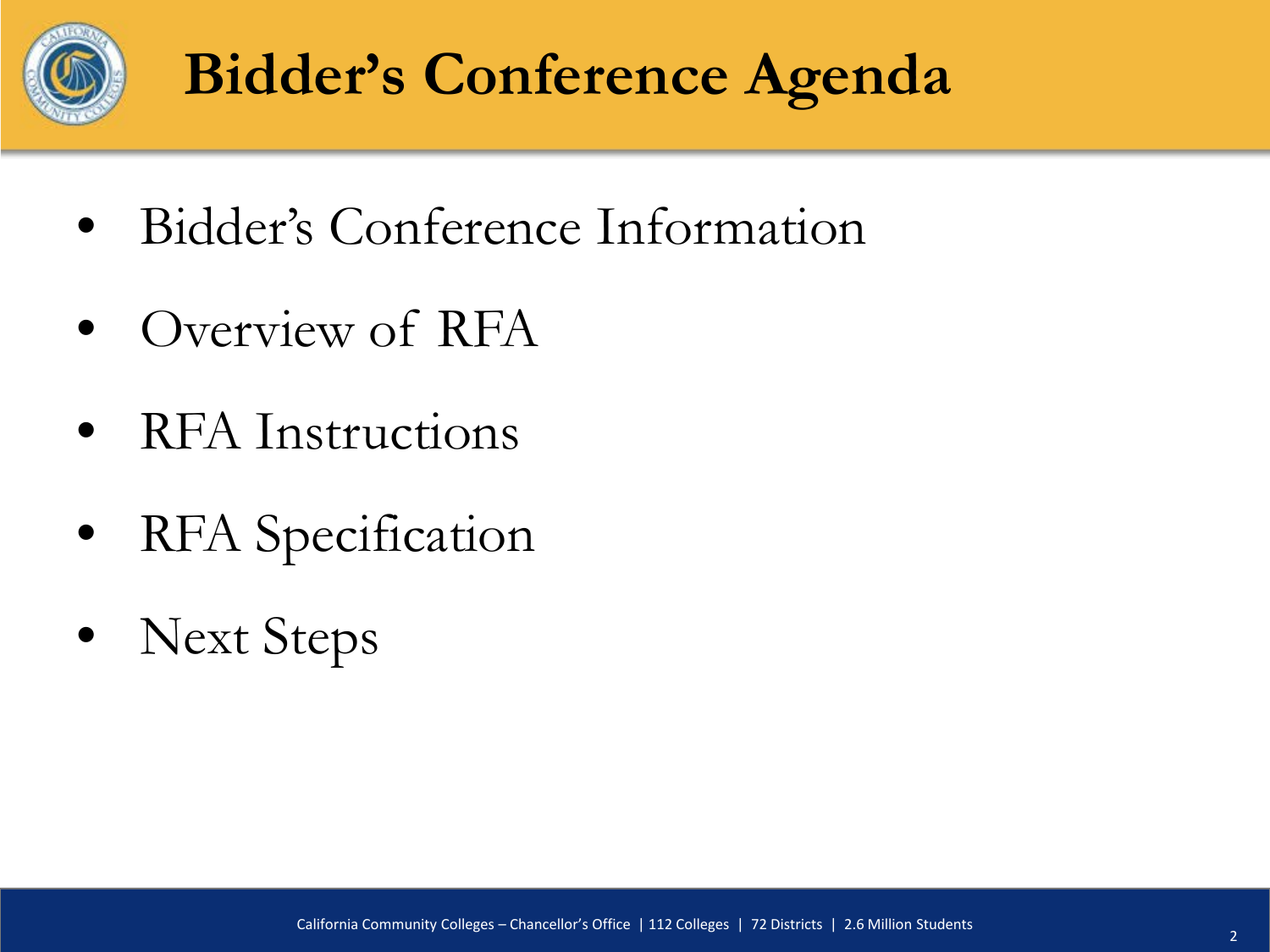# Bidder's Conference Agenda

- Bidder's Conference Information
- Overview of RFA
- RFA Instructions
- RFA Specification
- Next Steps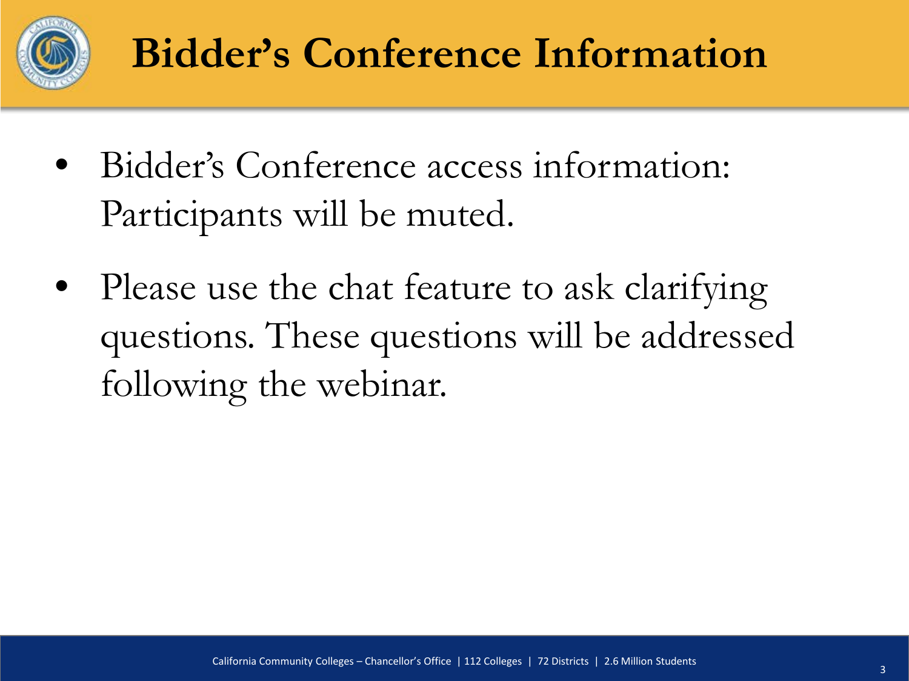# Bidder's Conference Information

- Bidder's Conference access information: Participants will be muted.
- Please use the chat feature to ask clarifying questions. These questions will be addressed following the webinar.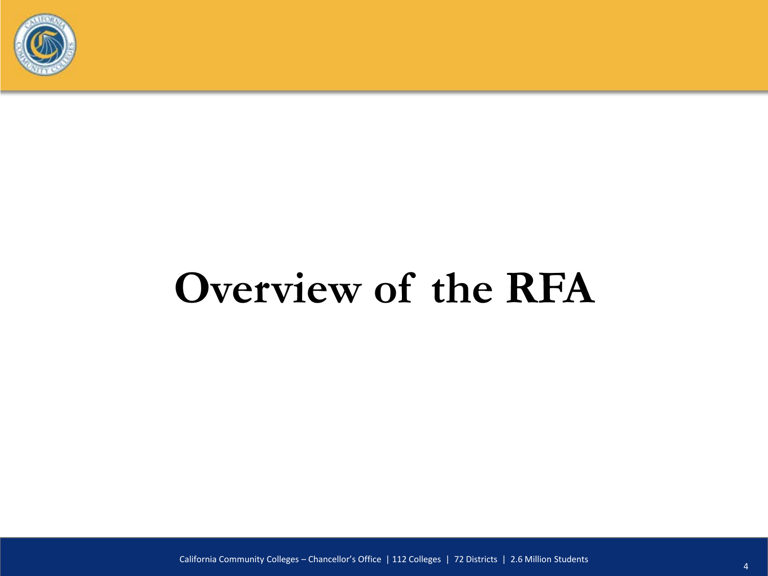# Overview of the RFA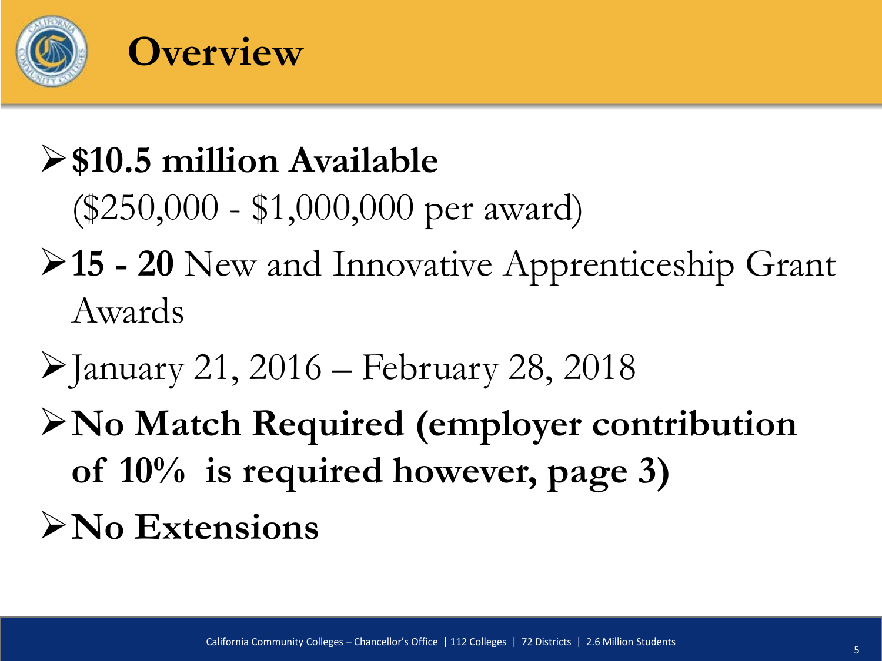# Overview

- **$10.5 million Available**
  ($250,000 - $1,000,000 per award)
- **15 - 20** New and Innovative Apprenticeship Grant Awards
- January 21, 2016 – February 28, 2018
- **No Match Required (employer contribution of 10% is required however, page 3)**
- **No Extensions**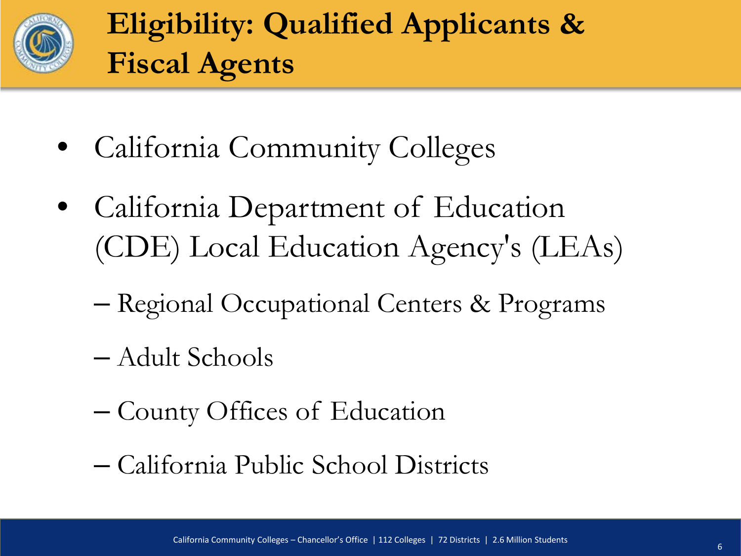# Eligibility: Qualified Applicants & Fiscal Agents

- California Community Colleges
- California Department of Education (CDE) Local Education Agency's (LEAs)
  - Regional Occupational Centers & Programs
  - Adult Schools
  - County Offices of Education
  - California Public School Districts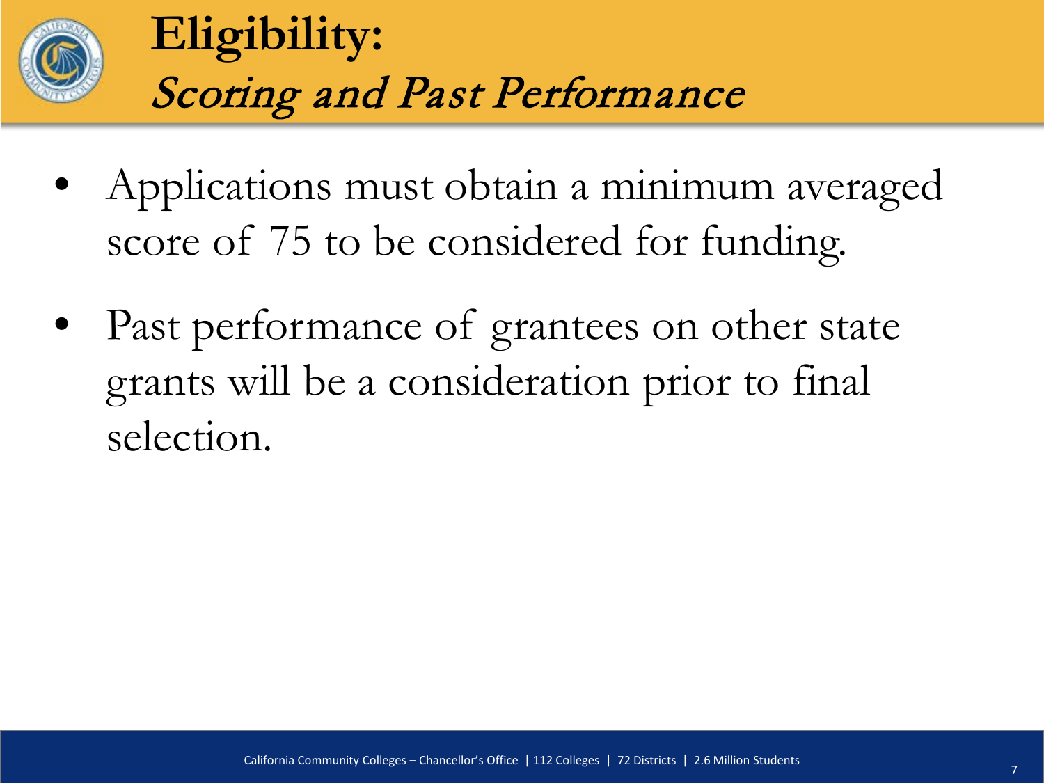# Eligibility:

## *Scoring and Past Performance*

- Applications must obtain a minimum averaged score of 75 to be considered for funding.
- Past performance of grantees on other state grants will be a consideration prior to final selection.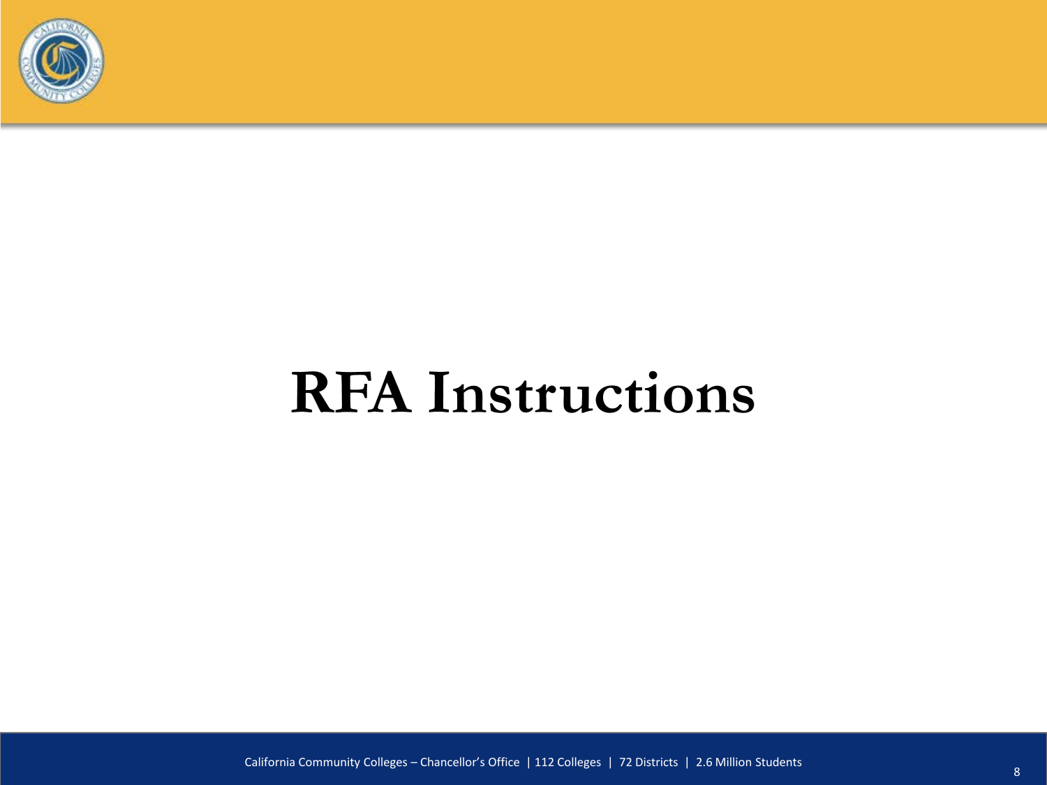# RFA Instructions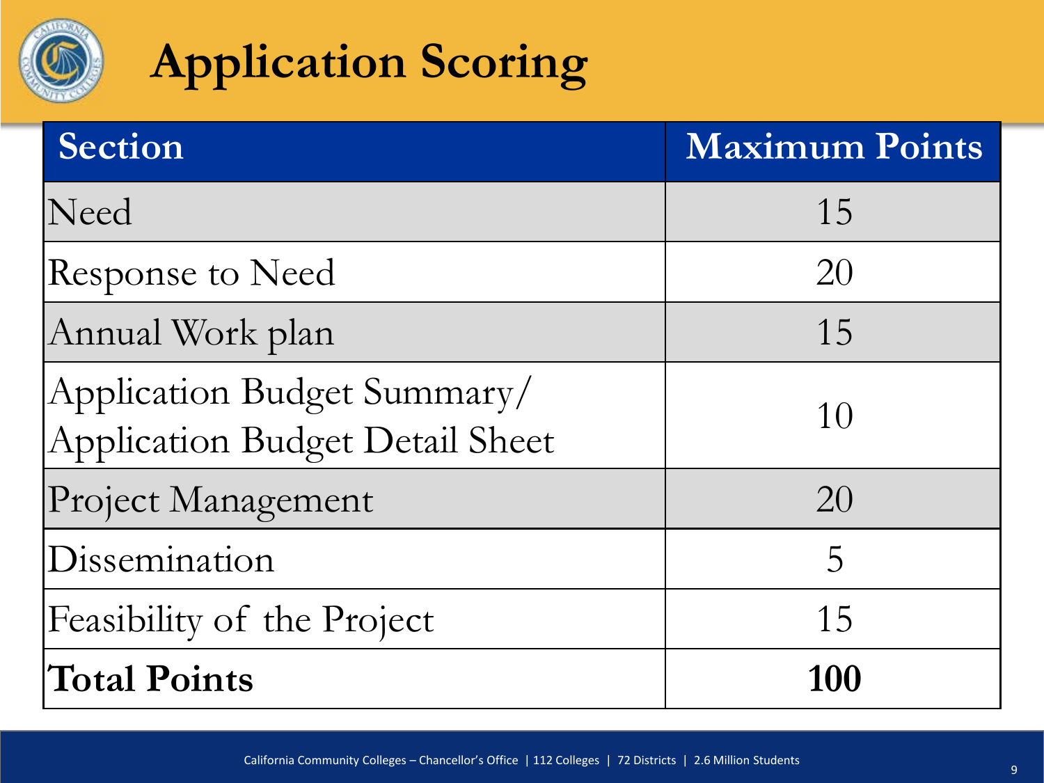# Application Scoring

| Section | Maximum Points |
|---|---|
| Need | 15 |
| Response to Need | 20 |
| Annual Work plan | 15 |
| Application Budget Summary/ Application Budget Detail Sheet | 10 |
| Project Management | 20 |
| Dissemination | 5 |
| Feasibility of the Project | 15 |
| **Total Points** | **100** |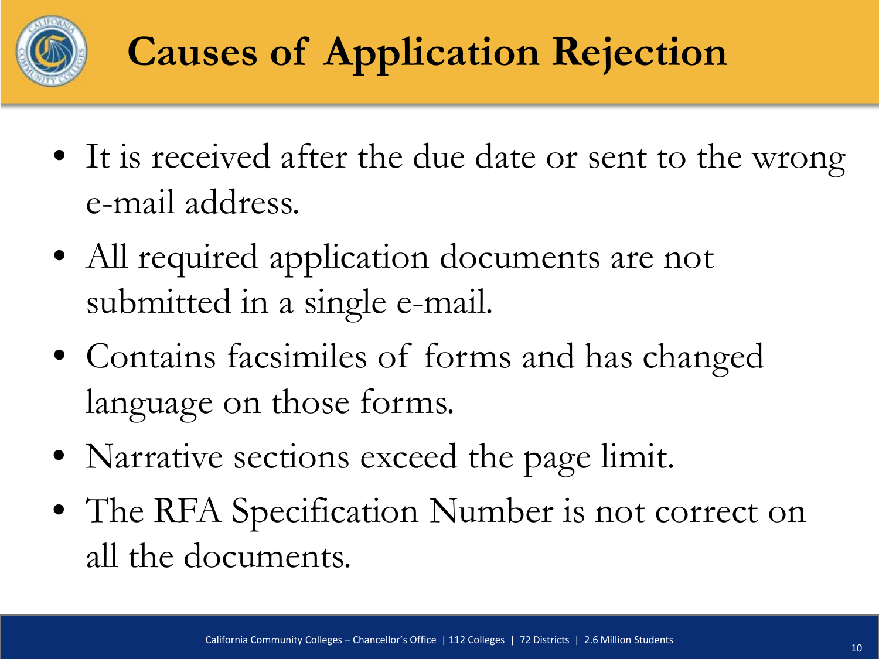# Causes of Application Rejection

- It is received after the due date or sent to the wrong e-mail address.
- All required application documents are not submitted in a single e-mail.
- Contains facsimiles of forms and has changed language on those forms.
- Narrative sections exceed the page limit.
- The RFA Specification Number is not correct on all the documents.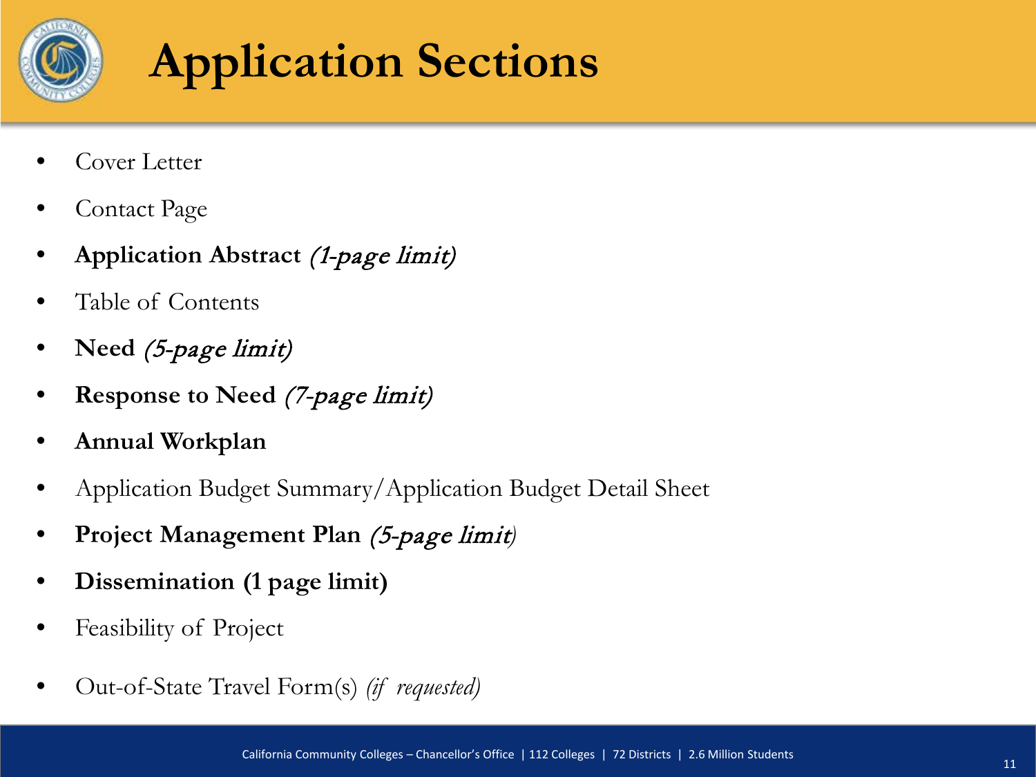# Application Sections

- Cover Letter
- Contact Page
- **Application Abstract** *(1-page limit)*
- Table of Contents
- **Need** *(5-page limit)*
- **Response to Need** *(7-page limit)*
- **Annual Workplan**
- Application Budget Summary/Application Budget Detail Sheet
- **Project Management Plan** *(5-page limit)*
- **Dissemination (1 page limit)**
- Feasibility of Project
- Out-of-State Travel Form(s) *(if requested)*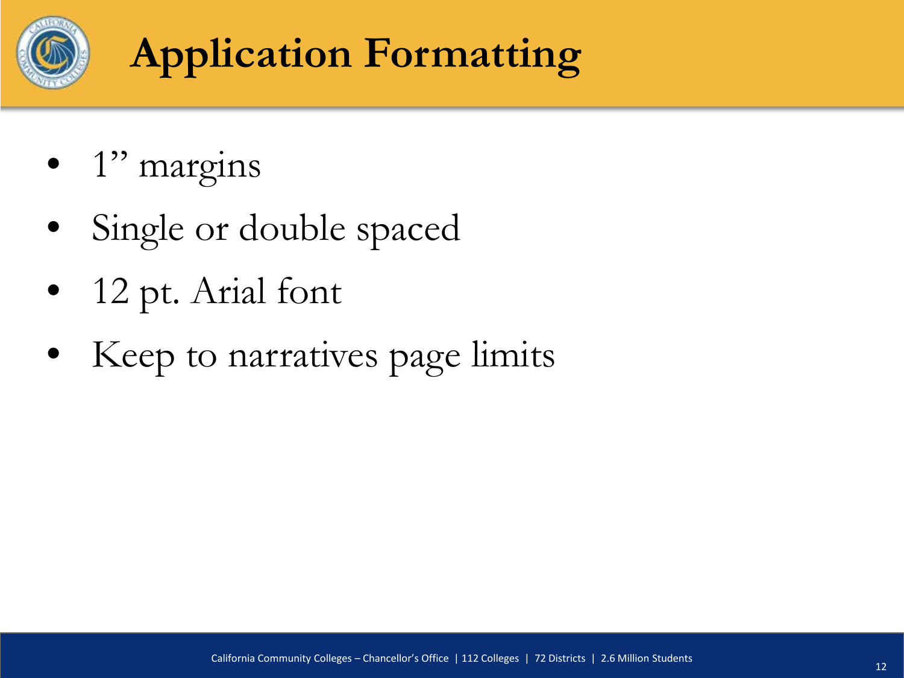# Application Formatting

- 1” margins
- Single or double spaced
- 12 pt. Arial font
- Keep to narratives page limits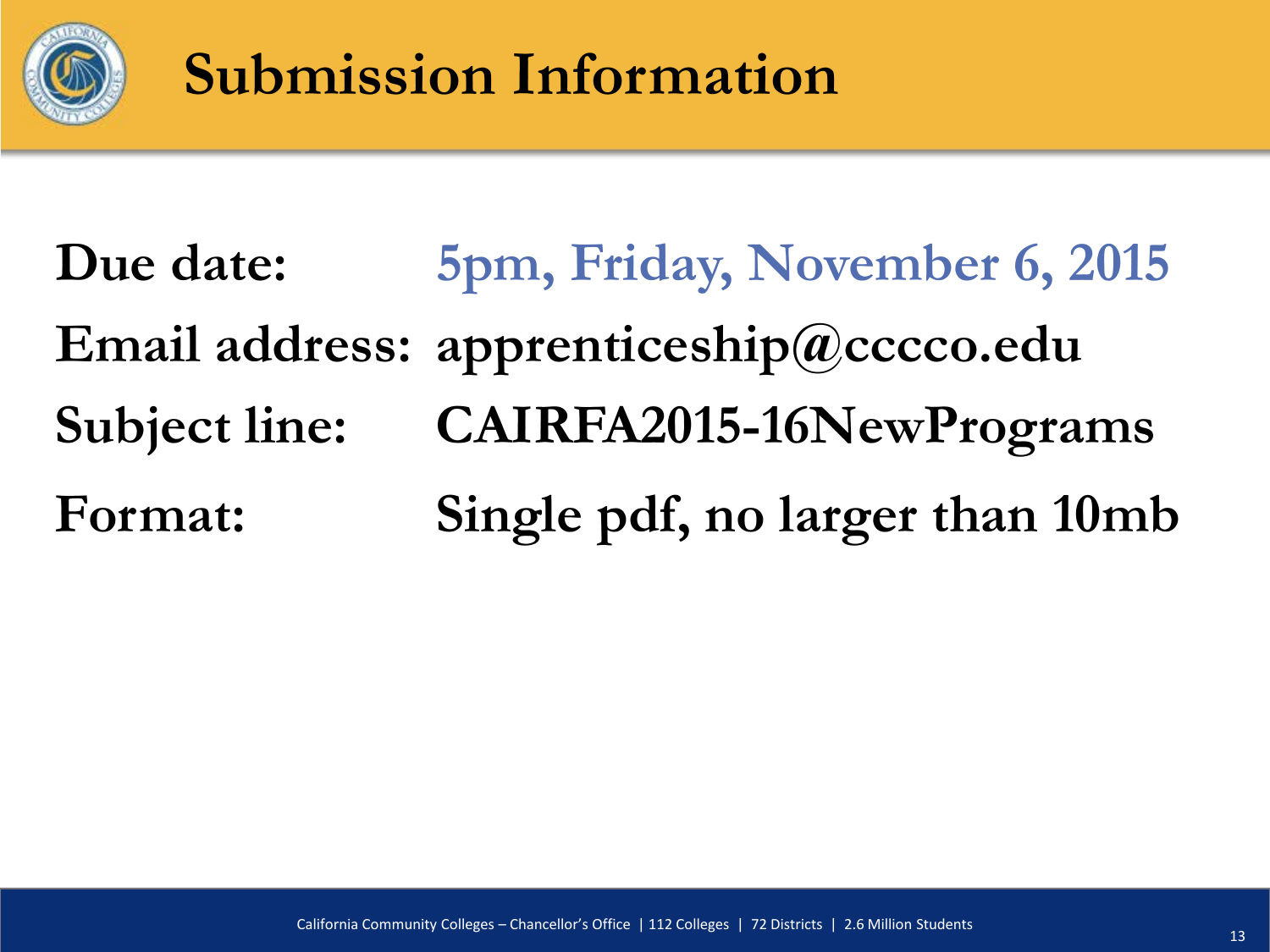# Submission Information

| | |
|---|---|
| **Due date:** | **5pm, Friday, November 6, 2015** |
| **Email address:** | **apprenticeship@cccco.edu** |
| **Subject line:** | **CAIRFA2015-16NewPrograms** |
| **Format:** | **Single pdf, no larger than 10mb** |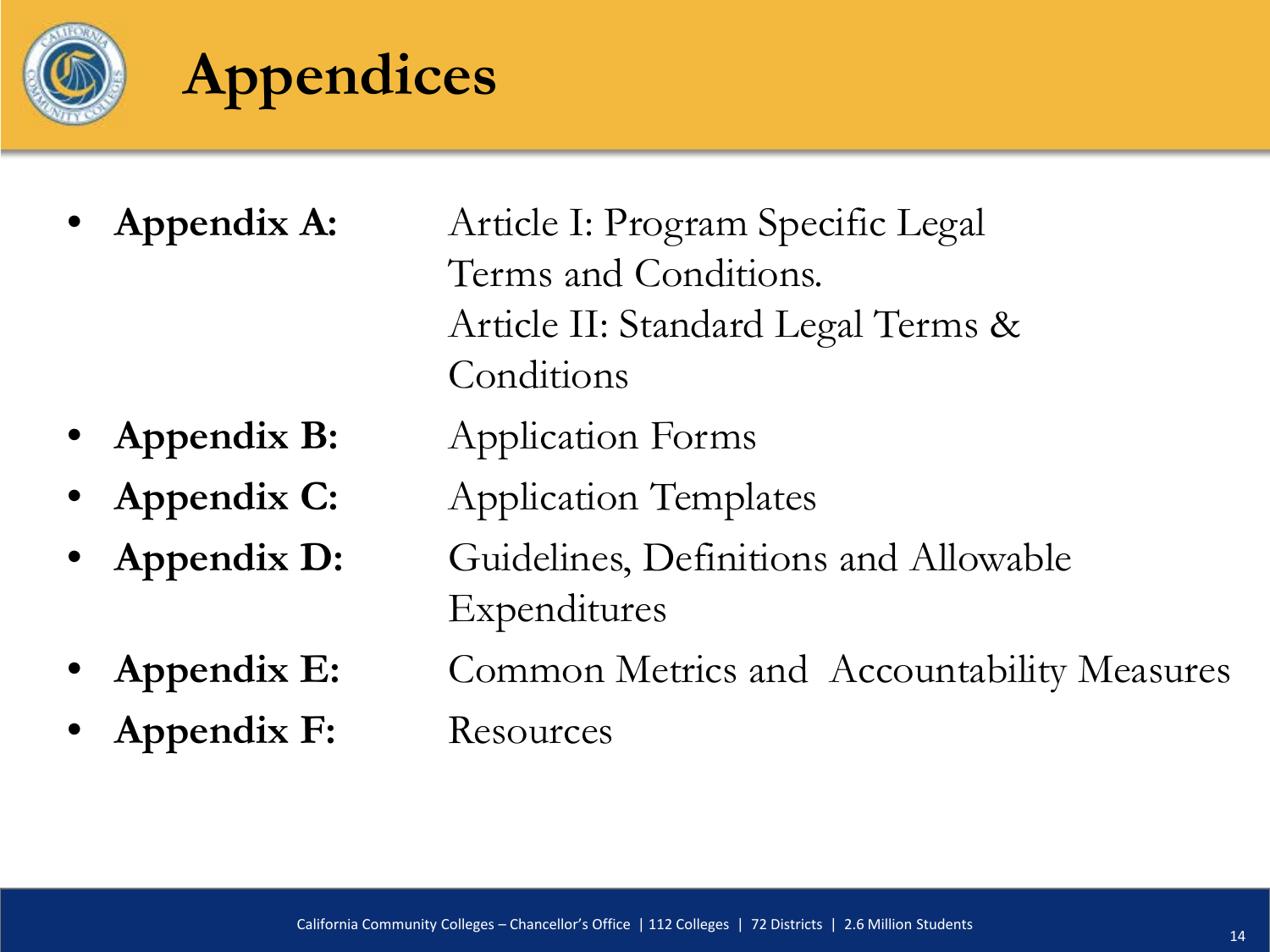# Appendices

- **Appendix A:** Article I: Program Specific Legal Terms and Conditions. Article II: Standard Legal Terms & Conditions
- **Appendix B:** Application Forms
- **Appendix C:** Application Templates
- **Appendix D:** Guidelines, Definitions and Allowable Expenditures
- **Appendix E:** Common Metrics and Accountability Measures
- **Appendix F:** Resources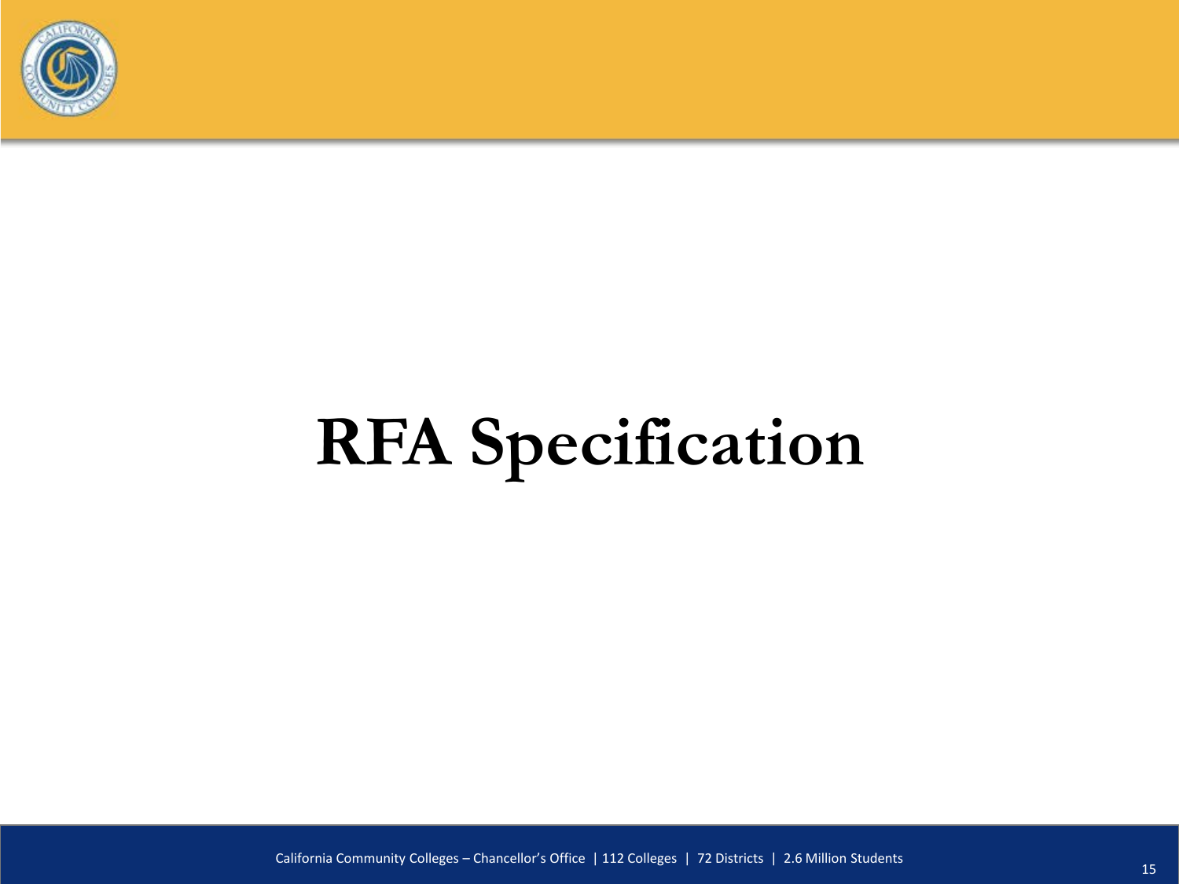# RFA Specification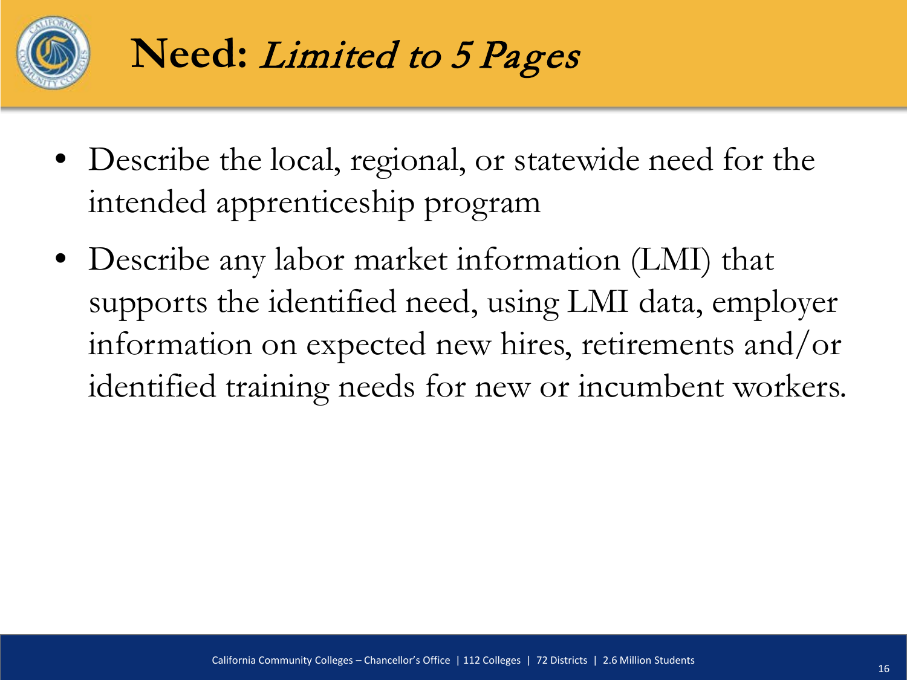# **Need:** *Limited to 5 Pages*

- Describe the local, regional, or statewide need for the intended apprenticeship program
- Describe any labor market information (LMI) that supports the identified need, using LMI data, employer information on expected new hires, retirements and/or identified training needs for new or incumbent workers.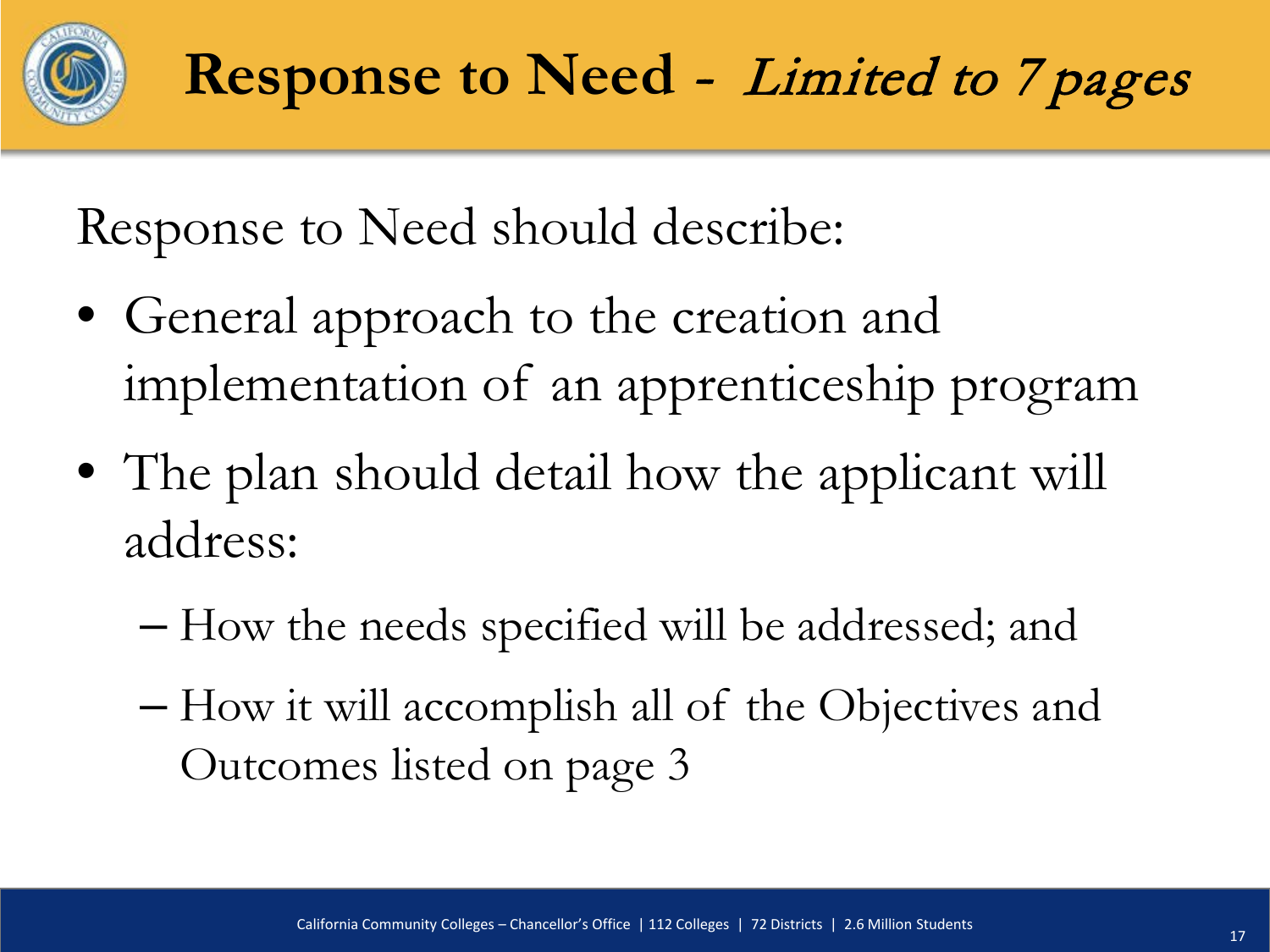# Response to Need - *Limited to 7 pages*

Response to Need should describe:

- General approach to the creation and implementation of an apprenticeship program
- The plan should detail how the applicant will address:
  - How the needs specified will be addressed; and
  - How it will accomplish all of the Objectives and Outcomes listed on page 3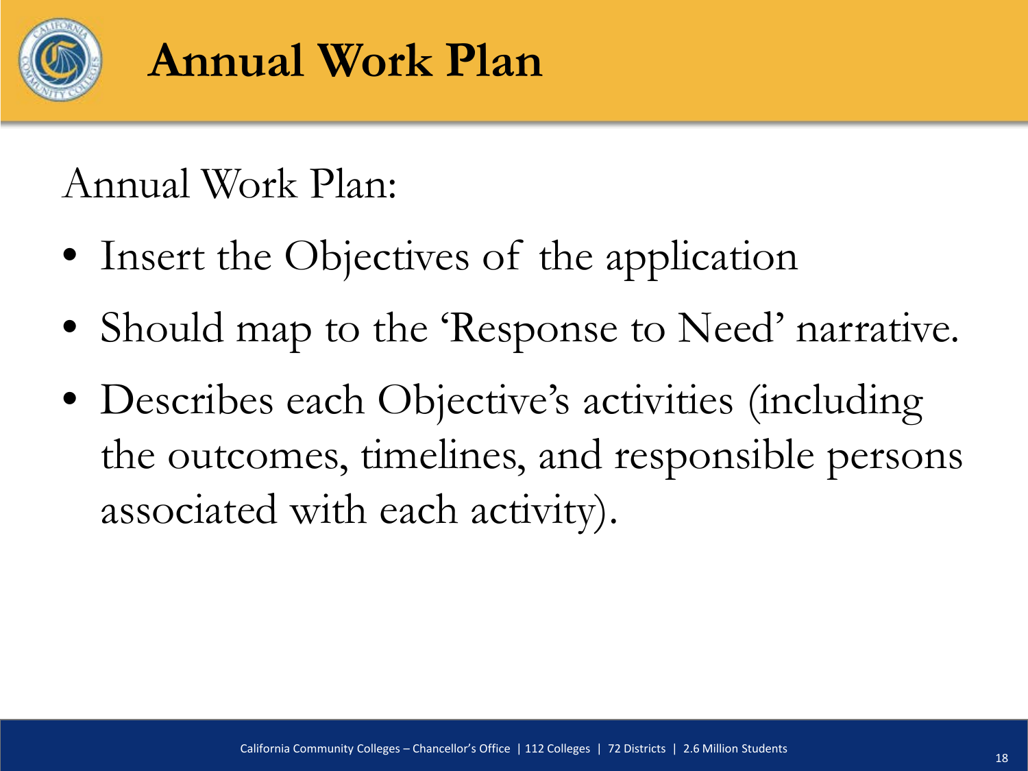# Annual Work Plan

Annual Work Plan:

- Insert the Objectives of the application
- Should map to the 'Response to Need' narrative.
- Describes each Objective's activities (including the outcomes, timelines, and responsible persons associated with each activity).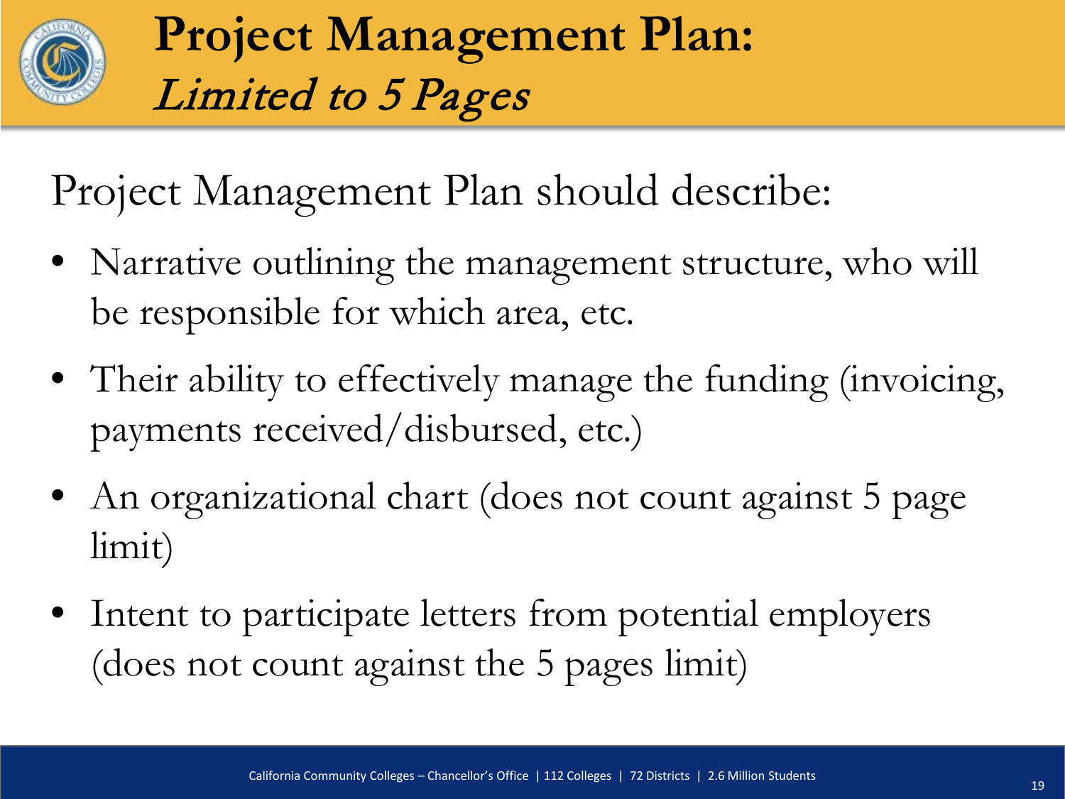# Project Management Plan: *Limited to 5 Pages*

Project Management Plan should describe:

- Narrative outlining the management structure, who will be responsible for which area, etc.
- Their ability to effectively manage the funding (invoicing, payments received/disbursed, etc.)
- An organizational chart (does not count against 5 page limit)
- Intent to participate letters from potential employers (does not count against the 5 pages limit)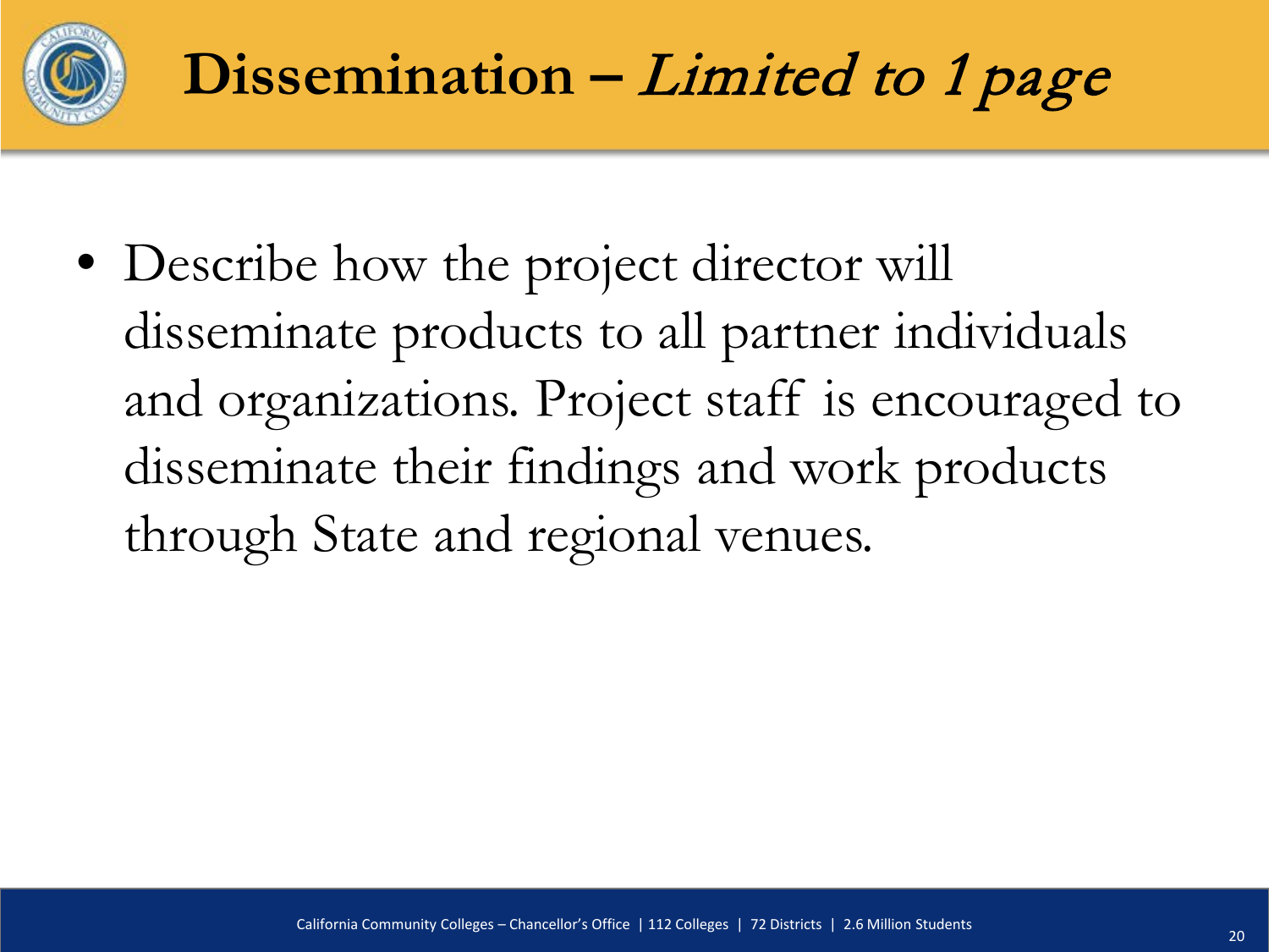# Dissemination – *Limited to 1 page*

- Describe how the project director will disseminate products to all partner individuals and organizations. Project staff is encouraged to disseminate their findings and work products through State and regional venues.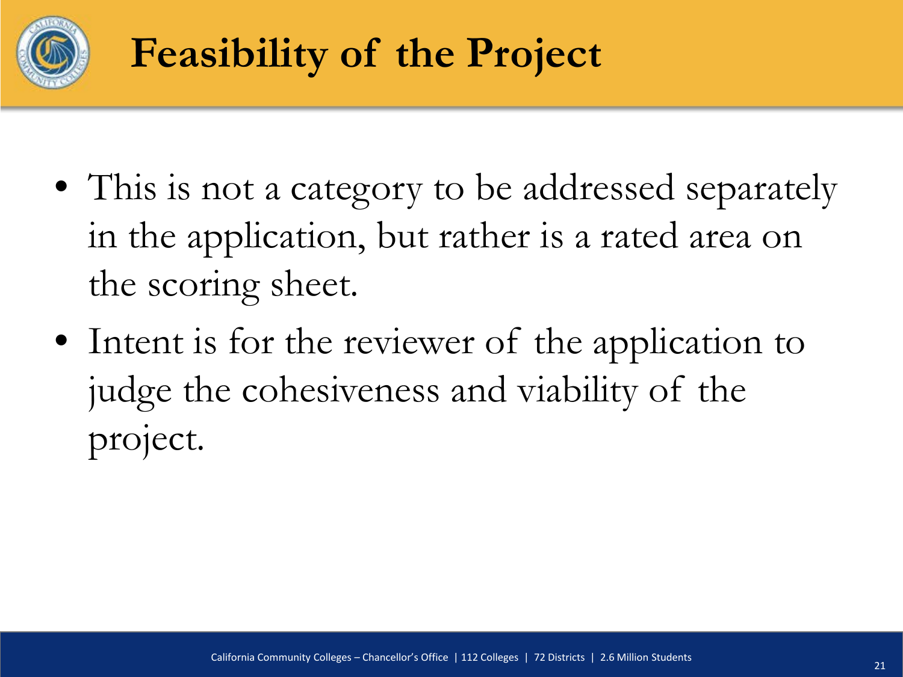# Feasibility of the Project

- This is not a category to be addressed separately in the application, but rather is a rated area on the scoring sheet.
- Intent is for the reviewer of the application to judge the cohesiveness and viability of the project.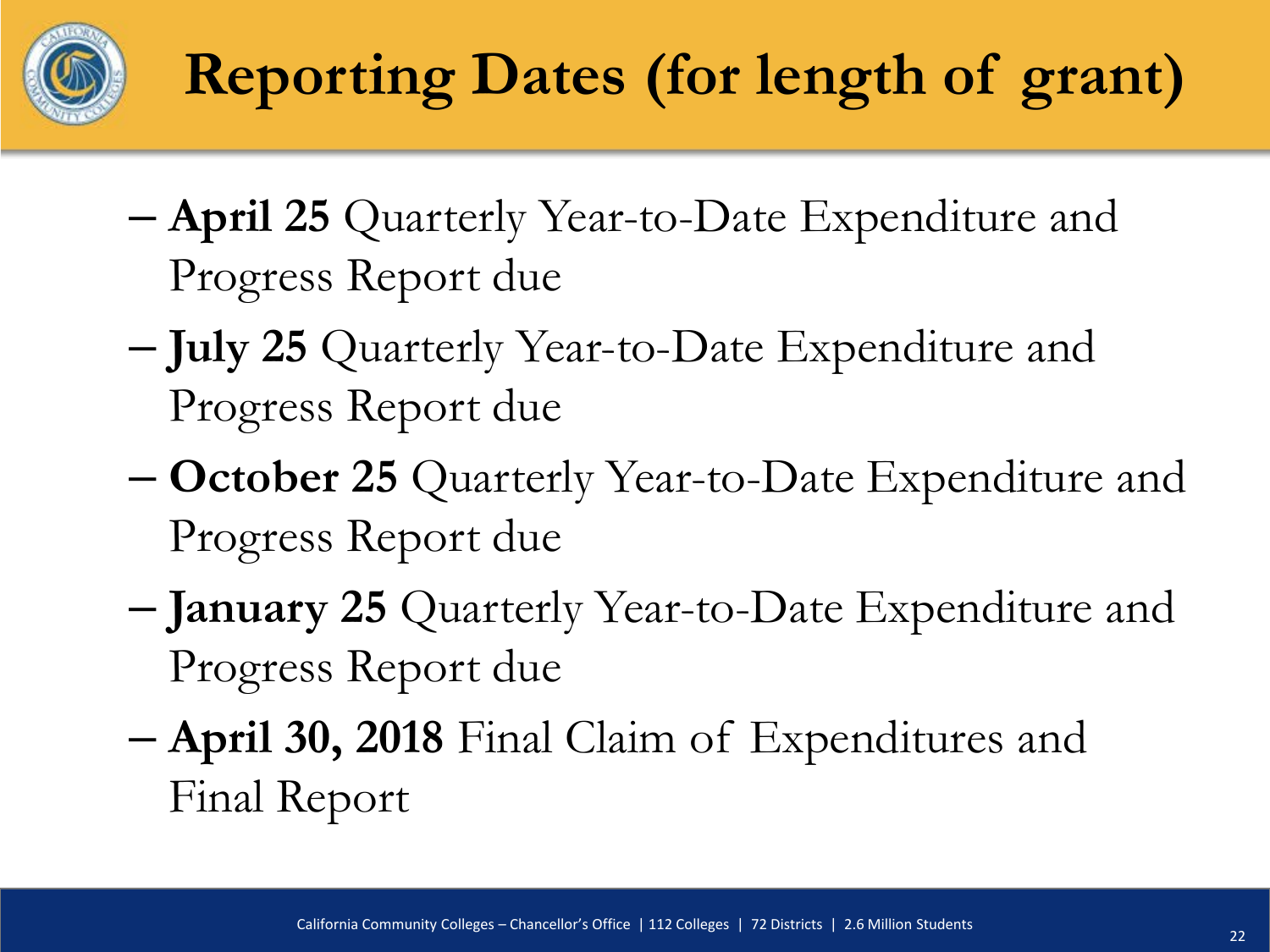# Reporting Dates (for length of grant)

- **April 25** Quarterly Year-to-Date Expenditure and Progress Report due
- **July 25** Quarterly Year-to-Date Expenditure and Progress Report due
- **October 25** Quarterly Year-to-Date Expenditure and Progress Report due
- **January 25** Quarterly Year-to-Date Expenditure and Progress Report due
- **April 30, 2018** Final Claim of Expenditures and Final Report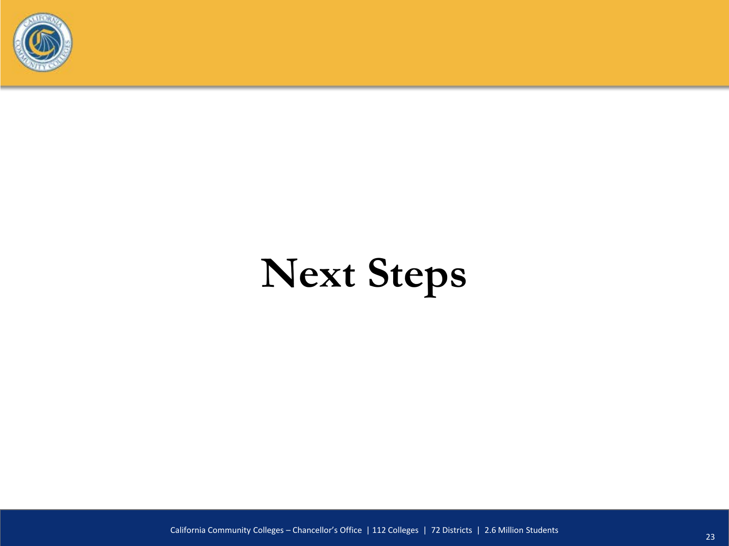# Next Steps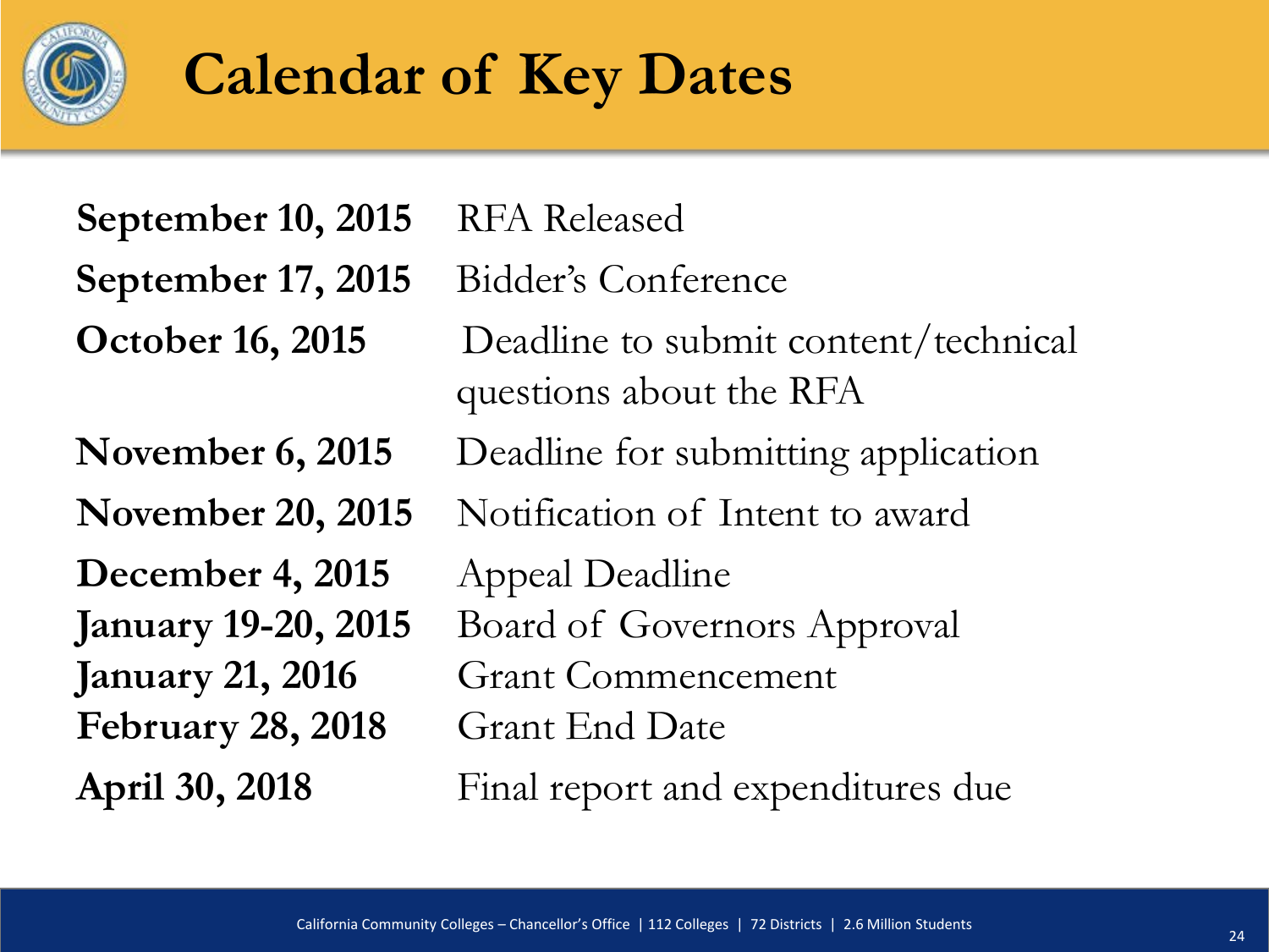# Calendar of Key Dates

| | |
|---|---|
| **September 10, 2015** | RFA Released |
| **September 17, 2015** | Bidder's Conference |
| **October 16, 2015** | Deadline to submit content/technical questions about the RFA |
| **November 6, 2015** | Deadline for submitting application |
| **November 20, 2015** | Notification of Intent to award |
| **December 4, 2015** | Appeal Deadline |
| **January 19-20, 2015** | Board of Governors Approval |
| **January 21, 2016** | Grant Commencement |
| **February 28, 2018** | Grant End Date |
| **April 30, 2018** | Final report and expenditures due |

California Community Colleges – Chancellor's Office | 112 Colleges | 72 Districts | 2.6 Million Students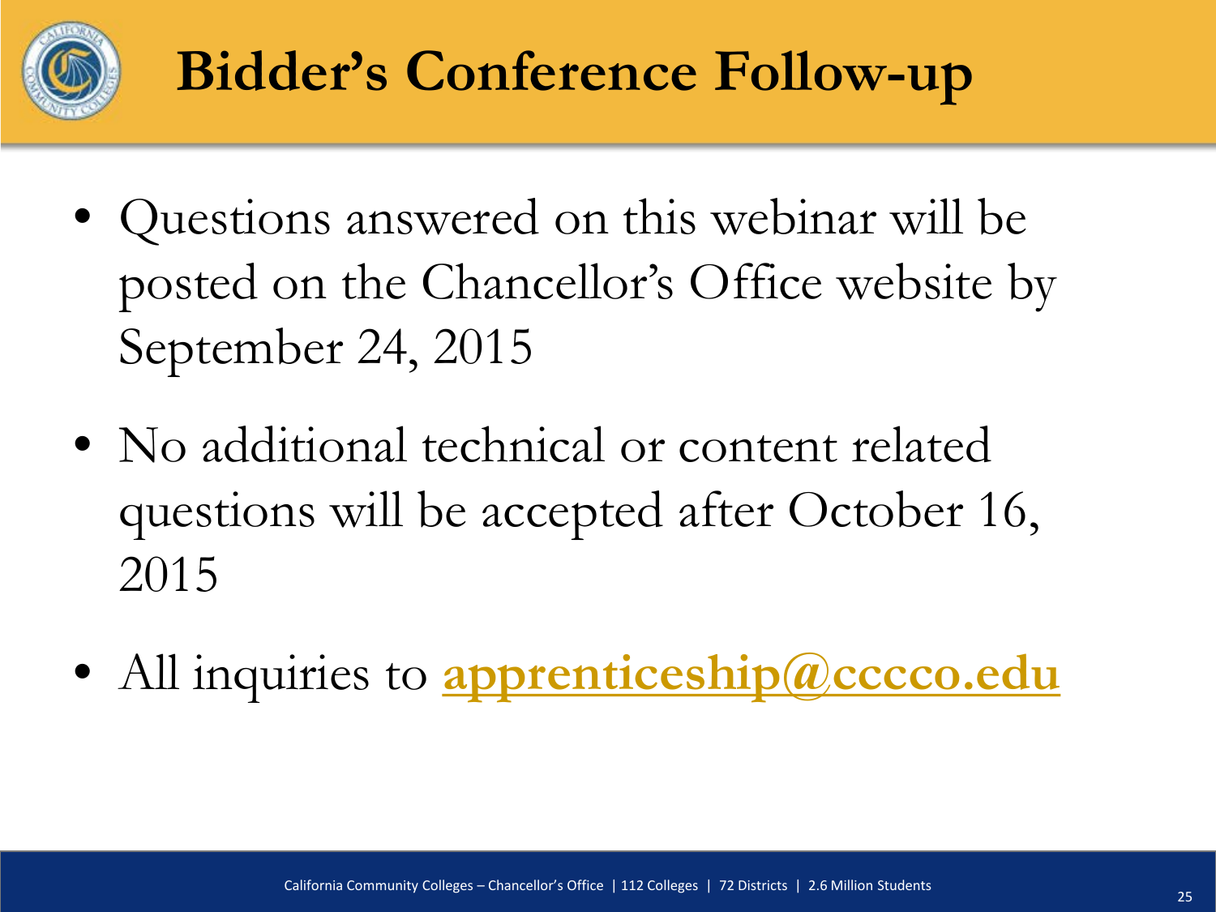# Bidder's Conference Follow-up

- Questions answered on this webinar will be posted on the Chancellor's Office website by September 24, 2015
- No additional technical or content related questions will be accepted after October 16, 2015
- All inquiries to **apprenticeship@cccco.edu**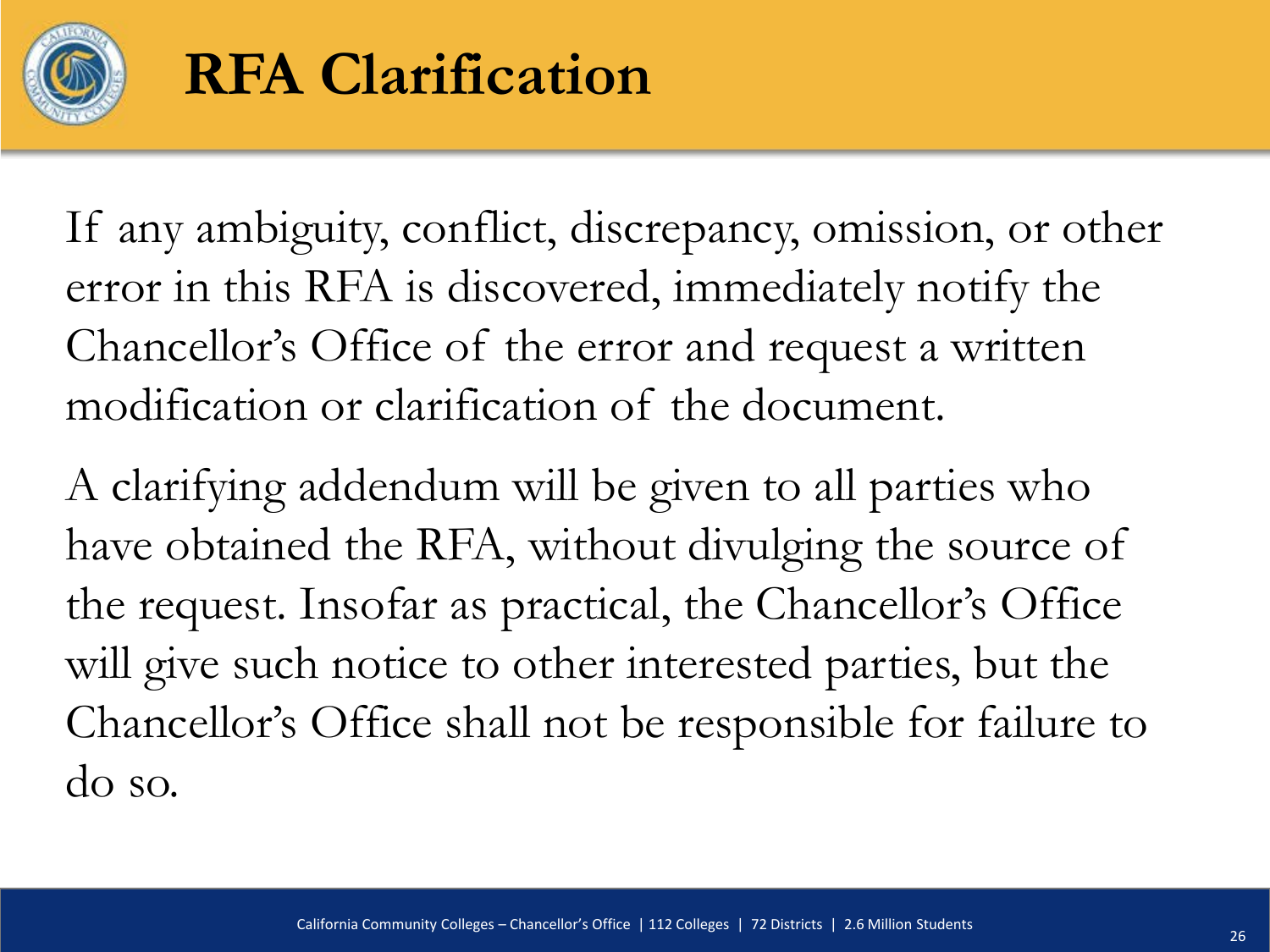# RFA Clarification

If any ambiguity, conflict, discrepancy, omission, or other error in this RFA is discovered, immediately notify the Chancellor's Office of the error and request a written modification or clarification of the document.

A clarifying addendum will be given to all parties who have obtained the RFA, without divulging the source of the request. Insofar as practical, the Chancellor's Office will give such notice to other interested parties, but the Chancellor's Office shall not be responsible for failure to do so.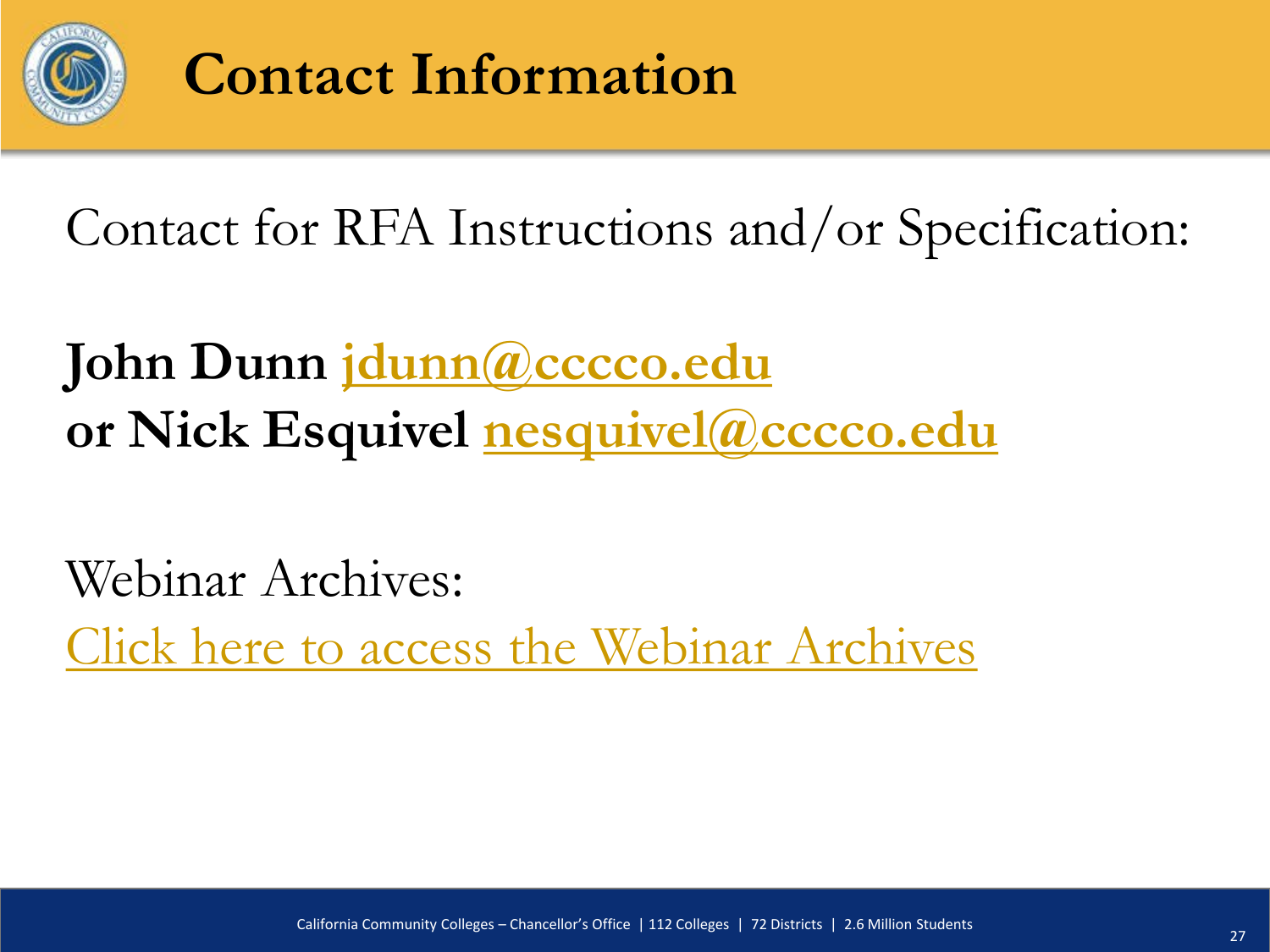# Contact Information

Contact for RFA Instructions and/or Specification:

**John Dunn jdunn@cccco.edu**
**or Nick Esquivel nesquivel@cccco.edu**

Webinar Archives:
Click here to access the Webinar Archives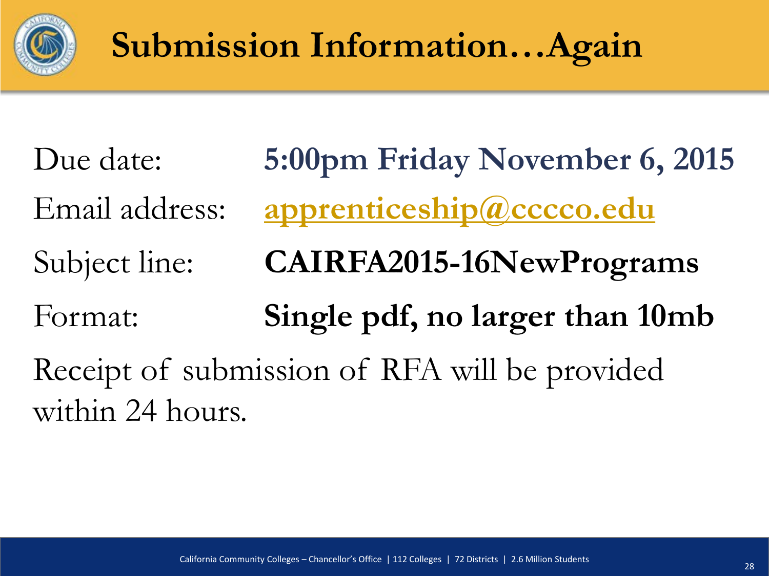# Submission Information…Again

Due date: **5:00pm Friday November 6, 2015**

Email address: apprenticeship@cccco.edu

Subject line: **CAIRFA2015-16NewPrograms**

Format: **Single pdf, no larger than 10mb**

Receipt of submission of RFA will be provided within 24 hours.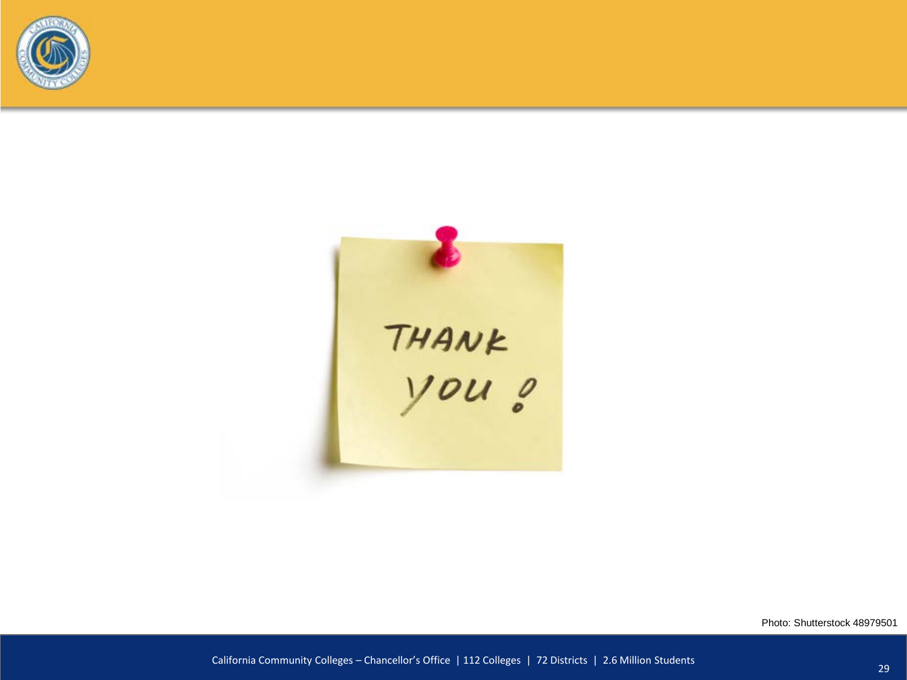THANK YOU !

Photo: Shutterstock 48979501